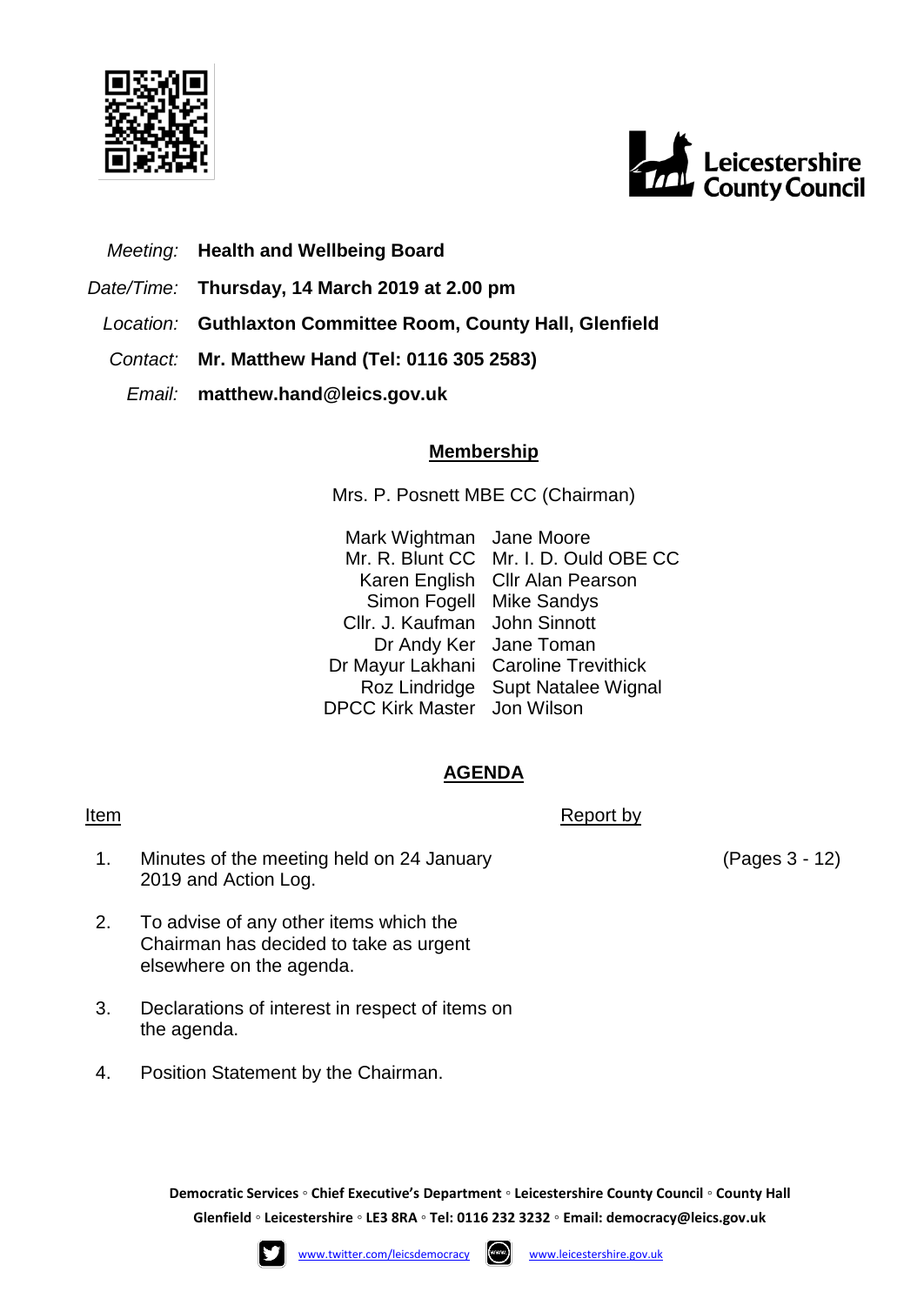Leicestershire County Council

*Meeting:* **Health and Wellbeing Board**

*Date/Time:* **Thursday, 14 March 2019 at 2.00 pm**

*Location:* **Guthlaxton Committee Room, County Hall, Glenfield**

*Contact:* **Mr. Matthew Hand (Tel: 0116 305 2583)**

*Email:* **matthew.hand@leics.gov.uk**

## Membership

Mrs. P. Posnett MBE CC (Chairman)

| | |
|---|---|
| Mark Wightman | Jane Moore |
| Mr. R. Blunt CC | Mr. I. D. Ould OBE CC |
| Karen English | Cllr Alan Pearson |
| Simon Fogell | Mike Sandys |
| Cllr. J. Kaufman | John Sinnott |
| Dr Andy Ker | Jane Toman |
| Dr Mayur Lakhani | Caroline Trevithick |
| Roz Lindridge | Supt Natalee Wignal |
| DPCC Kirk Master | Jon Wilson |

## AGENDA

| Item | | Report by | |
|---|---|---|---|
| 1. | Minutes of the meeting held on 24 January 2019 and Action Log. | | (Pages 3 - 12) |
| 2. | To advise of any other items which the Chairman has decided to take as urgent elsewhere on the agenda. | | |
| 3. | Declarations of interest in respect of items on the agenda. | | |
| 4. | Position Statement by the Chairman. | | |

**Democratic Services ◦ Chief Executive's Department ◦ Leicestershire County Council ◦ County Hall Glenfield ◦ Leicestershire ◦ LE3 8RA ◦ Tel: 0116 232 3232 ◦ Email: democracy@leics.gov.uk**

www.twitter.com/leicsdemocracy www.leicestershire.gov.uk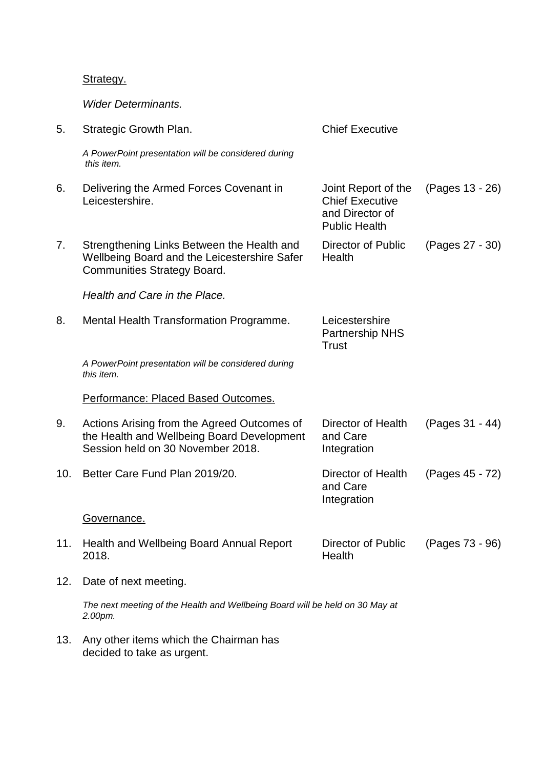Strategy.

*Wider Determinants.*

| | | | |
|---|---|---|---|
| 5. | Strategic Growth Plan.<br><br>*A PowerPoint presentation will be considered during this item.* | Chief Executive | |
| 6. | Delivering the Armed Forces Covenant in Leicestershire. | Joint Report of the Chief Executive and Director of Public Health | (Pages 13 - 26) |
| 7. | Strengthening Links Between the Health and Wellbeing Board and the Leicestershire Safer Communities Strategy Board. | Director of Public Health | (Pages 27 - 30) |

*Health and Care in the Place.*

| | | | |
|---|---|---|---|
| 8. | Mental Health Transformation Programme.<br><br>*A PowerPoint presentation will be considered during this item.* | Leicestershire Partnership NHS Trust | |

Performance: Placed Based Outcomes.

| | | | |
|---|---|---|---|
| 9. | Actions Arising from the Agreed Outcomes of the Health and Wellbeing Board Development Session held on 30 November 2018. | Director of Health and Care Integration | (Pages 31 - 44) |
| 10. | Better Care Fund Plan 2019/20. | Director of Health and Care Integration | (Pages 45 - 72) |

Governance.

| | | | |
|---|---|---|---|
| 11. | Health and Wellbeing Board Annual Report 2018. | Director of Public Health | (Pages 73 - 96) |
| 12. | Date of next meeting.<br><br>*The next meeting of the Health and Wellbeing Board will be held on 30 May at 2.00pm.* | | |
| 13. | Any other items which the Chairman has decided to take as urgent. | | |